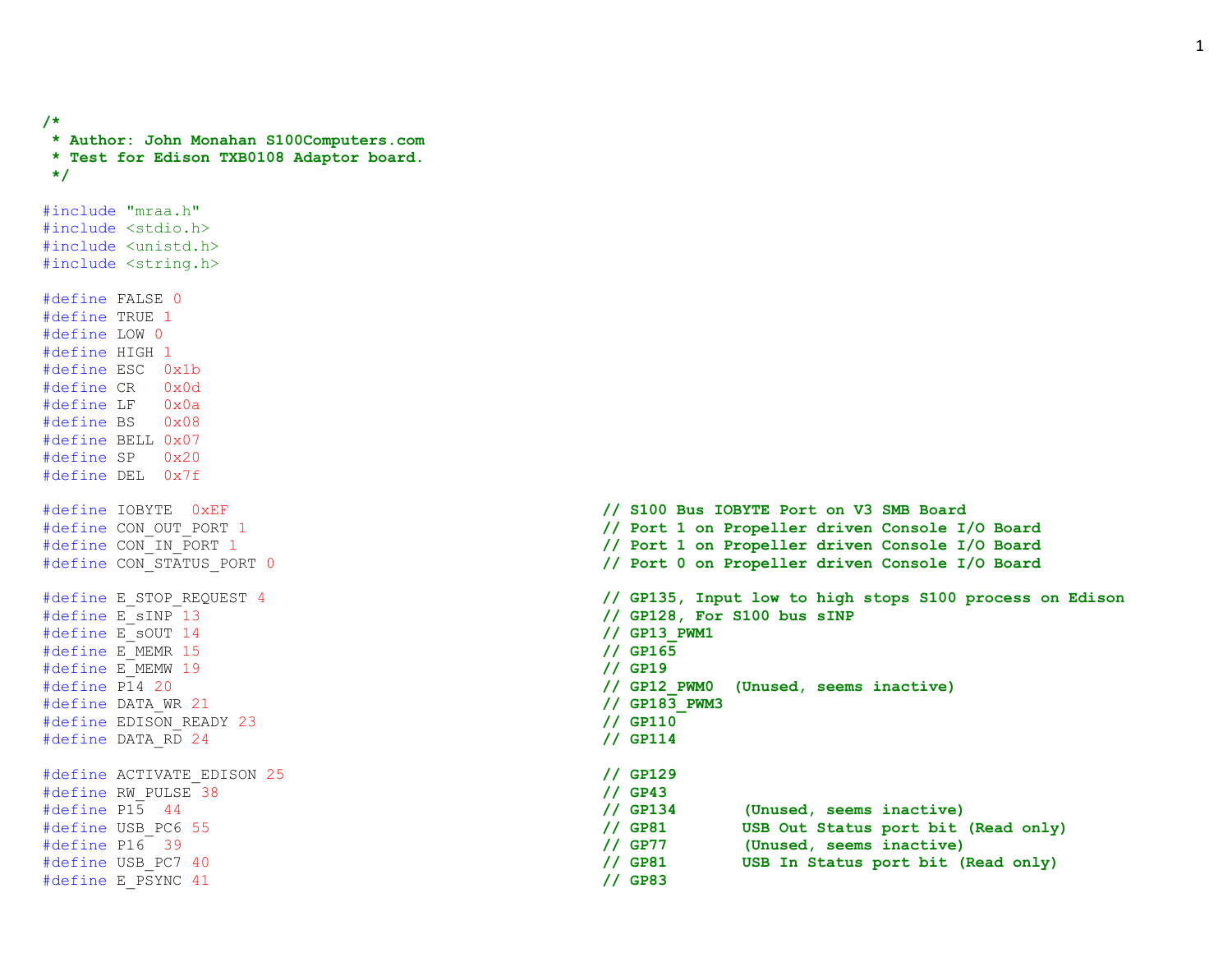```c
/*
 * Author: John Monahan S100Computers.com
 * Test for Edison TXB0108 Adaptor board.
 */

#include "mraa.h"
#include <stdio.h>
#include <unistd.h>
#include <string.h>

#define FALSE 0
#define TRUE 1
#define LOW 0
#define HIGH 1
#define ESC  0x1b
#define CR   0x0d
#define LF   0x0a
#define BS   0x08
#define BELL 0x07
#define SP   0x20
#define DEL  0x7f

#define IOBYTE  0xEF                                    // S100 Bus IOBYTE Port on V3 SMB Board
#define CON_OUT_PORT 1                                  // Port 1 on Propeller driven Console I/O Board
#define CON_IN_PORT 1                                   // Port 1 on Propeller driven Console I/O Board
#define CON_STATUS_PORT 0                               // Port 0 on Propeller driven Console I/O Board

#define E_STOP_REQUEST 4                                // GP135, Input low to high stops S100 process on Edison
#define E_sINP 13                                       // GP128, For S100 bus sINP
#define E_sOUT 14                                       // GP13_PWM1
#define E_MEMR 15                                       // GP165
#define E_MEMW 19                                       // GP19
#define P14 20                                          // GP12_PWM0  (Unused, seems inactive)
#define DATA_WR 21                                      // GP183_PWM3
#define EDISON_READY 23                                 // GP110
#define DATA_RD 24                                      // GP114

#define ACTIVATE_EDISON 25                              // GP129
#define RW_PULSE 38                                     // GP43
#define P15  44                                         // GP134       (Unused, seems inactive)
#define USB_PC6 55                                      // GP81        USB Out Status port bit (Read only)
#define P16  39                                         // GP77        (Unused, seems inactive)
#define USB_PC7 40                                      // GP81        USB In Status port bit (Read only)
#define E_PSYNC 41                                      // GP83
```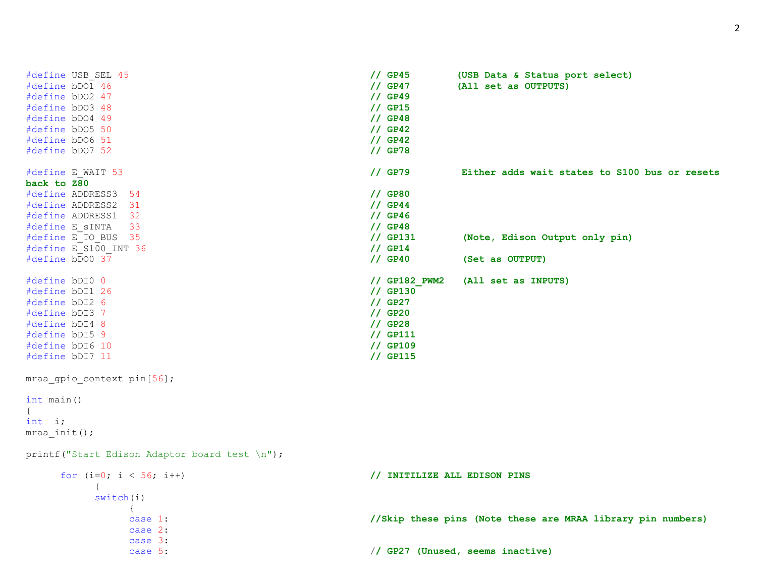```c
#define USB_SEL 45                                          // GP45        (USB Data & Status port select)
#define bDO1 46                                             // GP47        (All set as OUTPUTS)
#define bDO2 47                                             // GP49
#define bDO3 48                                             // GP15
#define bDO4 49                                             // GP48
#define bDO5 50                                             // GP42
#define bDO6 51                                             // GP42
#define bDO7 52                                             // GP78

#define E_WAIT 53                                           // GP79         Either adds wait states to S100 bus or resets
back to Z80
#define ADDRESS3  54                                        // GP80
#define ADDRESS2  31                                        // GP44
#define ADDRESS1  32                                        // GP46
#define E_sINTA   33                                        // GP48
#define E_TO_BUS  35                                        // GP131        (Note, Edison Output only pin)
#define E_S100_INT 36                                       // GP14
#define bDO0 37                                             // GP40         (Set as OUTPUT)

#define bDI0 0                                              // GP182_PWM2   (All set as INPUTS)
#define bDI1 26                                             // GP130
#define bDI2 6                                              // GP27
#define bDI3 7                                              // GP20
#define bDI4 8                                              // GP28
#define bDI5 9                                              // GP111
#define bDI6 10                                             // GP109
#define bDI7 11                                             // GP115

mraa_gpio_context pin[56];

int main()
{
int  i;
mraa_init();

printf("Start Edison Adaptor board test \n");

      for (i=0; i < 56; i++)                                // INITILIZE ALL EDISON PINS
            {
            switch(i)
                  {
                  case 1:                                   //Skip these pins (Note these are MRAA library pin numbers)
                  case 2:
                  case 3:
                  case 5:                                   // GP27 (Unused, seems inactive)
```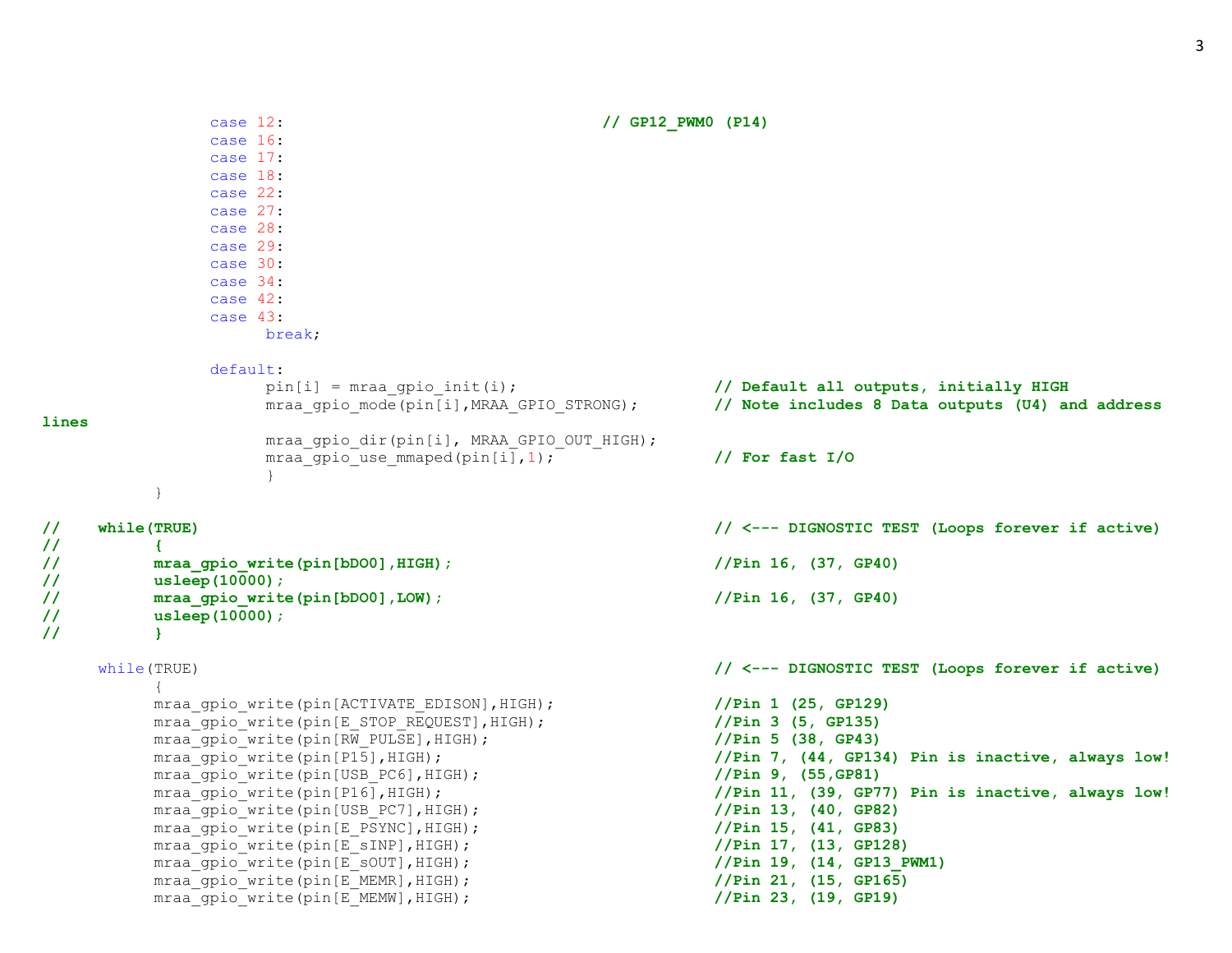```
                case 12:                                // GP12_PWM0 (P14)
                case 16:
                case 17:
                case 18:
                case 22:
                case 27:
                case 28:
                case 29:
                case 30:
                case 34:
                case 42:
                case 43:
                      break;

                default:
                      pin[i] = mraa_gpio_init(i);                    // Default all outputs, initially HIGH
                      mraa_gpio_mode(pin[i],MRAA_GPIO_STRONG);        // Note includes 8 Data outputs (U4) and address
lines
                      mraa_gpio_dir(pin[i], MRAA_GPIO_OUT_HIGH);
                      mraa_gpio_use_mmaped(pin[i],1);                // For fast I/O
                      }
           }

//    while(TRUE)                                                    // <--- DIGNOSTIC TEST (Loops forever if active)
//          {
//          mraa_gpio_write(pin[bDO0],HIGH);                         //Pin 16, (37, GP40)
//          usleep(10000);
//          mraa_gpio_write(pin[bDO0],LOW);                          //Pin 16, (37, GP40)
//          usleep(10000);
//          }

      while(TRUE)                                                    // <--- DIGNOSTIC TEST (Loops forever if active)
           {
           mraa_gpio_write(pin[ACTIVATE_EDISON],HIGH);               //Pin 1 (25, GP129)
           mraa_gpio_write(pin[E_STOP_REQUEST],HIGH);                //Pin 3 (5, GP135)
           mraa_gpio_write(pin[RW_PULSE],HIGH);                      //Pin 5 (38, GP43)
           mraa_gpio_write(pin[P15],HIGH);                           //Pin 7, (44, GP134) Pin is inactive, always low!
           mraa_gpio_write(pin[USB_PC6],HIGH);                       //Pin 9, (55,GP81)
           mraa_gpio_write(pin[P16],HIGH);                           //Pin 11, (39, GP77) Pin is inactive, always low!
           mraa_gpio_write(pin[USB_PC7],HIGH);                       //Pin 13, (40, GP82)
           mraa_gpio_write(pin[E_PSYNC],HIGH);                       //Pin 15, (41, GP83)
           mraa_gpio_write(pin[E_sINP],HIGH);                        //Pin 17, (13, GP128)
           mraa_gpio_write(pin[E_sOUT],HIGH);                        //Pin 19, (14, GP13_PWM1)
           mraa_gpio_write(pin[E_MEMR],HIGH);                        //Pin 21, (15, GP165)
           mraa_gpio_write(pin[E_MEMW],HIGH);                        //Pin 23, (19, GP19)
```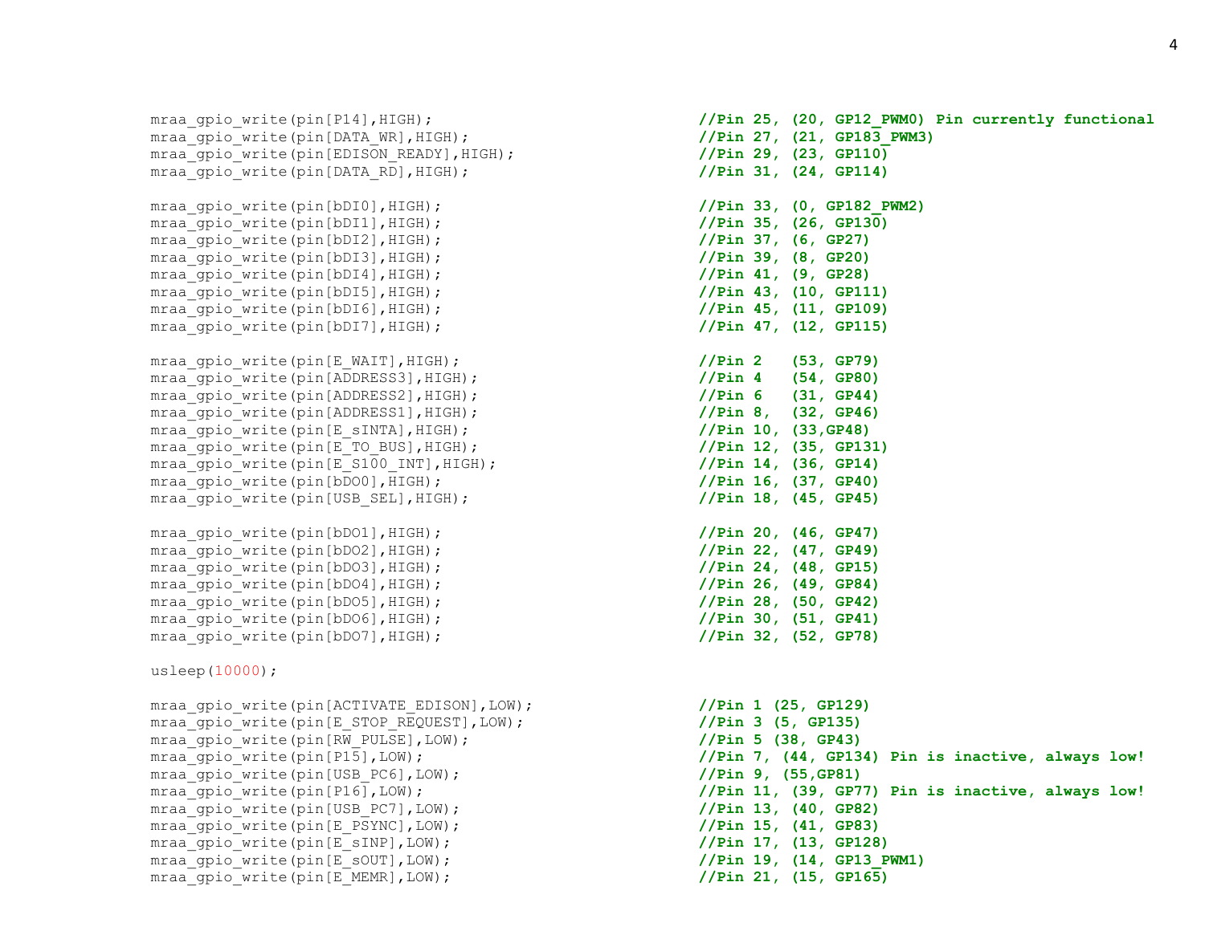```
mraa_gpio_write(pin[P14],HIGH);                         //Pin 25, (20, GP12_PWM0) Pin currently functional
mraa_gpio_write(pin[DATA_WR],HIGH);                     //Pin 27, (21, GP183_PWM3)
mraa_gpio_write(pin[EDISON_READY],HIGH);                //Pin 29, (23, GP110)
mraa_gpio_write(pin[DATA_RD],HIGH);                     //Pin 31, (24, GP114)

mraa_gpio_write(pin[bDI0],HIGH);                        //Pin 33, (0, GP182_PWM2)
mraa_gpio_write(pin[bDI1],HIGH);                        //Pin 35, (26, GP130)
mraa_gpio_write(pin[bDI2],HIGH);                        //Pin 37, (6, GP27)
mraa_gpio_write(pin[bDI3],HIGH);                        //Pin 39, (8, GP20)
mraa_gpio_write(pin[bDI4],HIGH);                        //Pin 41, (9, GP28)
mraa_gpio_write(pin[bDI5],HIGH);                        //Pin 43, (10, GP111)
mraa_gpio_write(pin[bDI6],HIGH);                        //Pin 45, (11, GP109)
mraa_gpio_write(pin[bDI7],HIGH);                        //Pin 47, (12, GP115)

mraa_gpio_write(pin[E_WAIT],HIGH);                      //Pin 2   (53, GP79)
mraa_gpio_write(pin[ADDRESS3],HIGH);                    //Pin 4   (54, GP80)
mraa_gpio_write(pin[ADDRESS2],HIGH);                    //Pin 6   (31, GP44)
mraa_gpio_write(pin[ADDRESS1],HIGH);                    //Pin 8,  (32, GP46)
mraa_gpio_write(pin[E_sINTA],HIGH);                     //Pin 10, (33,GP48)
mraa_gpio_write(pin[E_TO_BUS],HIGH);                    //Pin 12, (35, GP131)
mraa_gpio_write(pin[E_S100_INT],HIGH);                  //Pin 14, (36, GP14)
mraa_gpio_write(pin[bDO0],HIGH);                        //Pin 16, (37, GP40)
mraa_gpio_write(pin[USB_SEL],HIGH);                     //Pin 18, (45, GP45)

mraa_gpio_write(pin[bDO1],HIGH);                        //Pin 20, (46, GP47)
mraa_gpio_write(pin[bDO2],HIGH);                        //Pin 22, (47, GP49)
mraa_gpio_write(pin[bDO3],HIGH);                        //Pin 24, (48, GP15)
mraa_gpio_write(pin[bDO4],HIGH);                        //Pin 26, (49, GP84)
mraa_gpio_write(pin[bDO5],HIGH);                        //Pin 28, (50, GP42)
mraa_gpio_write(pin[bDO6],HIGH);                        //Pin 30, (51, GP41)
mraa_gpio_write(pin[bDO7],HIGH);                        //Pin 32, (52, GP78)

usleep(10000);

mraa_gpio_write(pin[ACTIVATE_EDISON],LOW);              //Pin 1 (25, GP129)
mraa_gpio_write(pin[E_STOP_REQUEST],LOW);               //Pin 3 (5, GP135)
mraa_gpio_write(pin[RW_PULSE],LOW);                     //Pin 5 (38, GP43)
mraa_gpio_write(pin[P15],LOW);                          //Pin 7, (44, GP134) Pin is inactive, always low!
mraa_gpio_write(pin[USB_PC6],LOW);                      //Pin 9, (55,GP81)
mraa_gpio_write(pin[P16],LOW);                          //Pin 11, (39, GP77) Pin is inactive, always low!
mraa_gpio_write(pin[USB_PC7],LOW);                      //Pin 13, (40, GP82)
mraa_gpio_write(pin[E_PSYNC],LOW);                      //Pin 15, (41, GP83)
mraa_gpio_write(pin[E_sINP],LOW);                       //Pin 17, (13, GP128)
mraa_gpio_write(pin[E_sOUT],LOW);                       //Pin 19, (14, GP13_PWM1)
mraa_gpio_write(pin[E_MEMR],LOW);                       //Pin 21, (15, GP165)
```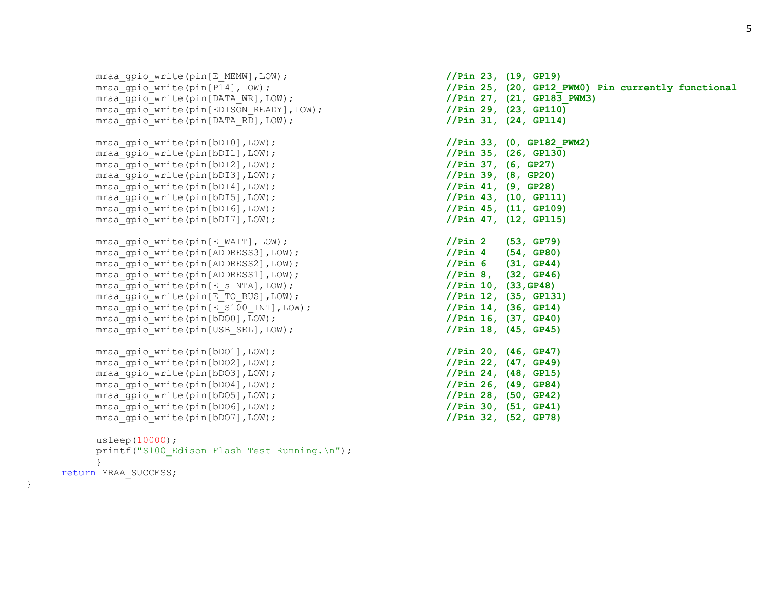```
        mraa_gpio_write(pin[E_MEMW],LOW);                              //Pin 23, (19, GP19)
        mraa_gpio_write(pin[P14],LOW);                                 //Pin 25, (20, GP12_PWM0) Pin currently functional
        mraa_gpio_write(pin[DATA_WR],LOW);                             //Pin 27, (21, GP183_PWM3)
        mraa_gpio_write(pin[EDISON_READY],LOW);                        //Pin 29, (23, GP110)
        mraa_gpio_write(pin[DATA_RD],LOW);                             //Pin 31, (24, GP114)

        mraa_gpio_write(pin[bDI0],LOW);                                //Pin 33, (0, GP182_PWM2)
        mraa_gpio_write(pin[bDI1],LOW);                                //Pin 35, (26, GP130)
        mraa_gpio_write(pin[bDI2],LOW);                                //Pin 37, (6, GP27)
        mraa_gpio_write(pin[bDI3],LOW);                                //Pin 39, (8, GP20)
        mraa_gpio_write(pin[bDI4],LOW);                                //Pin 41, (9, GP28)
        mraa_gpio_write(pin[bDI5],LOW);                                //Pin 43, (10, GP111)
        mraa_gpio_write(pin[bDI6],LOW);                                //Pin 45, (11, GP109)
        mraa_gpio_write(pin[bDI7],LOW);                                //Pin 47, (12, GP115)

        mraa_gpio_write(pin[E_WAIT],LOW);                              //Pin 2   (53, GP79)
        mraa_gpio_write(pin[ADDRESS3],LOW);                            //Pin 4   (54, GP80)
        mraa_gpio_write(pin[ADDRESS2],LOW);                            //Pin 6   (31, GP44)
        mraa_gpio_write(pin[ADDRESS1],LOW);                            //Pin 8,  (32, GP46)
        mraa_gpio_write(pin[E_sINTA],LOW);                             //Pin 10, (33,GP48)
        mraa_gpio_write(pin[E_TO_BUS],LOW);                            //Pin 12, (35, GP131)
        mraa_gpio_write(pin[E_S100_INT],LOW);                          //Pin 14, (36, GP14)
        mraa_gpio_write(pin[bDO0],LOW);                                //Pin 16, (37, GP40)
        mraa_gpio_write(pin[USB_SEL],LOW);                             //Pin 18, (45, GP45)

        mraa_gpio_write(pin[bDO1],LOW);                                //Pin 20, (46, GP47)
        mraa_gpio_write(pin[bDO2],LOW);                                //Pin 22, (47, GP49)
        mraa_gpio_write(pin[bDO3],LOW);                                //Pin 24, (48, GP15)
        mraa_gpio_write(pin[bDO4],LOW);                                //Pin 26, (49, GP84)
        mraa_gpio_write(pin[bDO5],LOW);                                //Pin 28, (50, GP42)
        mraa_gpio_write(pin[bDO6],LOW);                                //Pin 30, (51, GP41)
        mraa_gpio_write(pin[bDO7],LOW);                                //Pin 32, (52, GP78)

        usleep(10000);
        printf("S100_Edison Flash Test Running.\n");
        }
    return MRAA_SUCCESS;
}
```